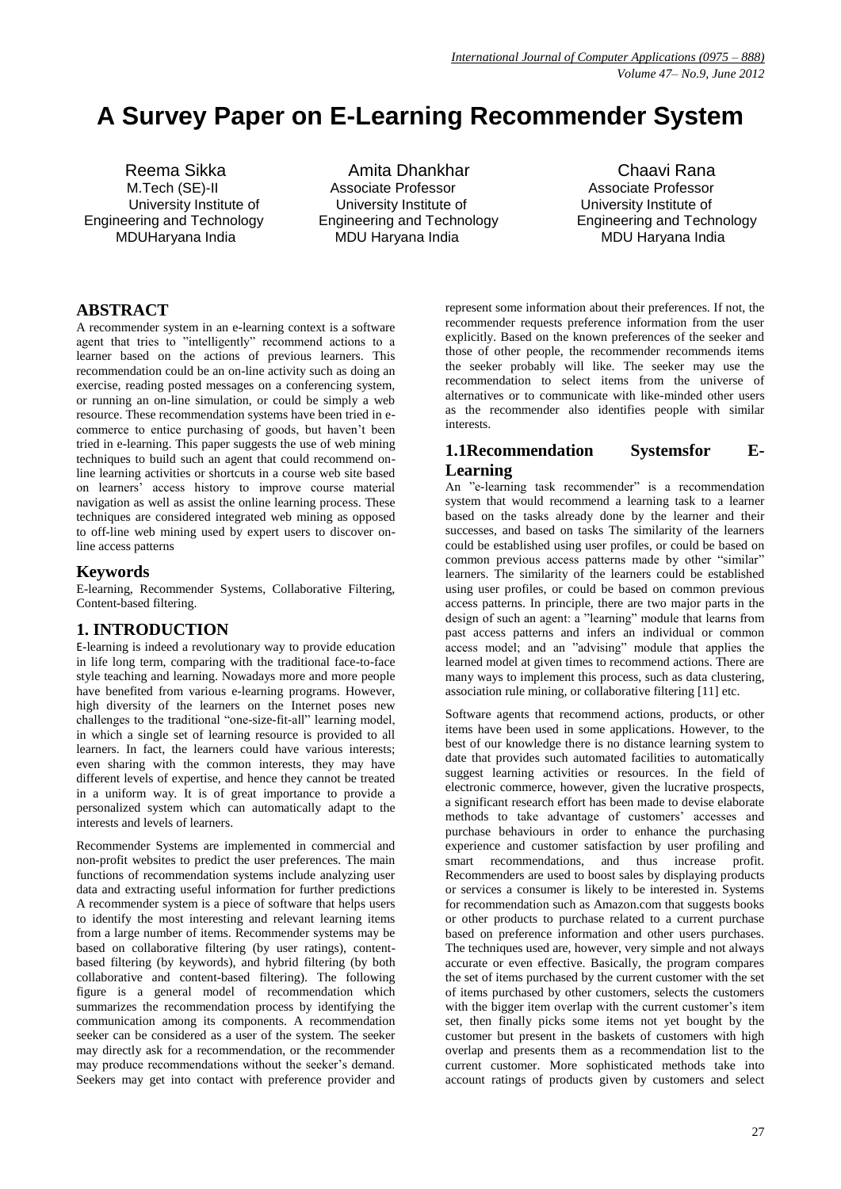# A Survey Paper on E-Learning Recommender System

Reema Sikka
M.Tech (SE)-II
University Institute of Engineering and Technology
MDUHaryana India

Amita Dhankhar
Associate Professor
University Institute of Engineering and Technology
MDU Haryana India

Chaavi Rana
Associate Professor
University Institute of Engineering and Technology
MDU Haryana India

## ABSTRACT

A recommender system in an e-learning context is a software agent that tries to "intelligently" recommend actions to a learner based on the actions of previous learners. This recommendation could be an on-line activity such as doing an exercise, reading posted messages on a conferencing system, or running an on-line simulation, or could be simply a web resource. These recommendation systems have been tried in e-commerce to entice purchasing of goods, but haven't been tried in e-learning. This paper suggests the use of web mining techniques to build such an agent that could recommend on-line learning activities or shortcuts in a course web site based on learners' access history to improve course material navigation as well as assist the online learning process. These techniques are considered integrated web mining as opposed to off-line web mining used by expert users to discover on-line access patterns

## Keywords

E-learning, Recommender Systems, Collaborative Filtering, Content-based filtering.

## 1. INTRODUCTION

E-learning is indeed a revolutionary way to provide education in life long term, comparing with the traditional face-to-face style teaching and learning. Nowadays more and more people have benefited from various e-learning programs. However, high diversity of the learners on the Internet poses new challenges to the traditional "one-size-fit-all" learning model, in which a single set of learning resource is provided to all learners. In fact, the learners could have various interests; even sharing with the common interests, they may have different levels of expertise, and hence they cannot be treated in a uniform way. It is of great importance to provide a personalized system which can automatically adapt to the interests and levels of learners.

Recommender Systems are implemented in commercial and non-profit websites to predict the user preferences. The main functions of recommendation systems include analyzing user data and extracting useful information for further predictions A recommender system is a piece of software that helps users to identify the most interesting and relevant learning items from a large number of items. Recommender systems may be based on collaborative filtering (by user ratings), content-based filtering (by keywords), and hybrid filtering (by both collaborative and content-based filtering). The following figure is a general model of recommendation which summarizes the recommendation process by identifying the communication among its components. A recommendation seeker can be considered as a user of the system. The seeker may directly ask for a recommendation, or the recommender may produce recommendations without the seeker's demand. Seekers may get into contact with preference provider and represent some information about their preferences. If not, the recommender requests preference information from the user explicitly. Based on the known preferences of the seeker and those of other people, the recommender recommends items the seeker probably will like. The seeker may use the recommendation to select items from the universe of alternatives or to communicate with like-minded other users as the recommender also identifies people with similar interests.

### 1.1Recommendation Systemsfor E-Learning

An "e-learning task recommender" is a recommendation system that would recommend a learning task to a learner based on the tasks already done by the learner and their successes, and based on tasks The similarity of the learners could be established using user profiles, or could be based on common previous access patterns made by other "similar" learners. The similarity of the learners could be established using user profiles, or could be based on common previous access patterns. In principle, there are two major parts in the design of such an agent: a "learning" module that learns from past access patterns and infers an individual or common access model; and an "advising" module that applies the learned model at given times to recommend actions. There are many ways to implement this process, such as data clustering, association rule mining, or collaborative filtering [11] etc.

Software agents that recommend actions, products, or other items have been used in some applications. However, to the best of our knowledge there is no distance learning system to date that provides such automated facilities to automatically suggest learning activities or resources. In the field of electronic commerce, however, given the lucrative prospects, a significant research effort has been made to devise elaborate methods to take advantage of customers' accesses and purchase behaviours in order to enhance the purchasing experience and customer satisfaction by user profiling and smart recommendations, and thus increase profit. Recommenders are used to boost sales by displaying products or services a consumer is likely to be interested in. Systems for recommendation such as Amazon.com that suggests books or other products to purchase related to a current purchase based on preference information and other users purchases. The techniques used are, however, very simple and not always accurate or even effective. Basically, the program compares the set of items purchased by the current customer with the set of items purchased by other customers, selects the customers with the bigger item overlap with the current customer's item set, then finally picks some items not yet bought by the customer but present in the baskets of customers with high overlap and presents them as a recommendation list to the current customer. More sophisticated methods take into account ratings of products given by customers and select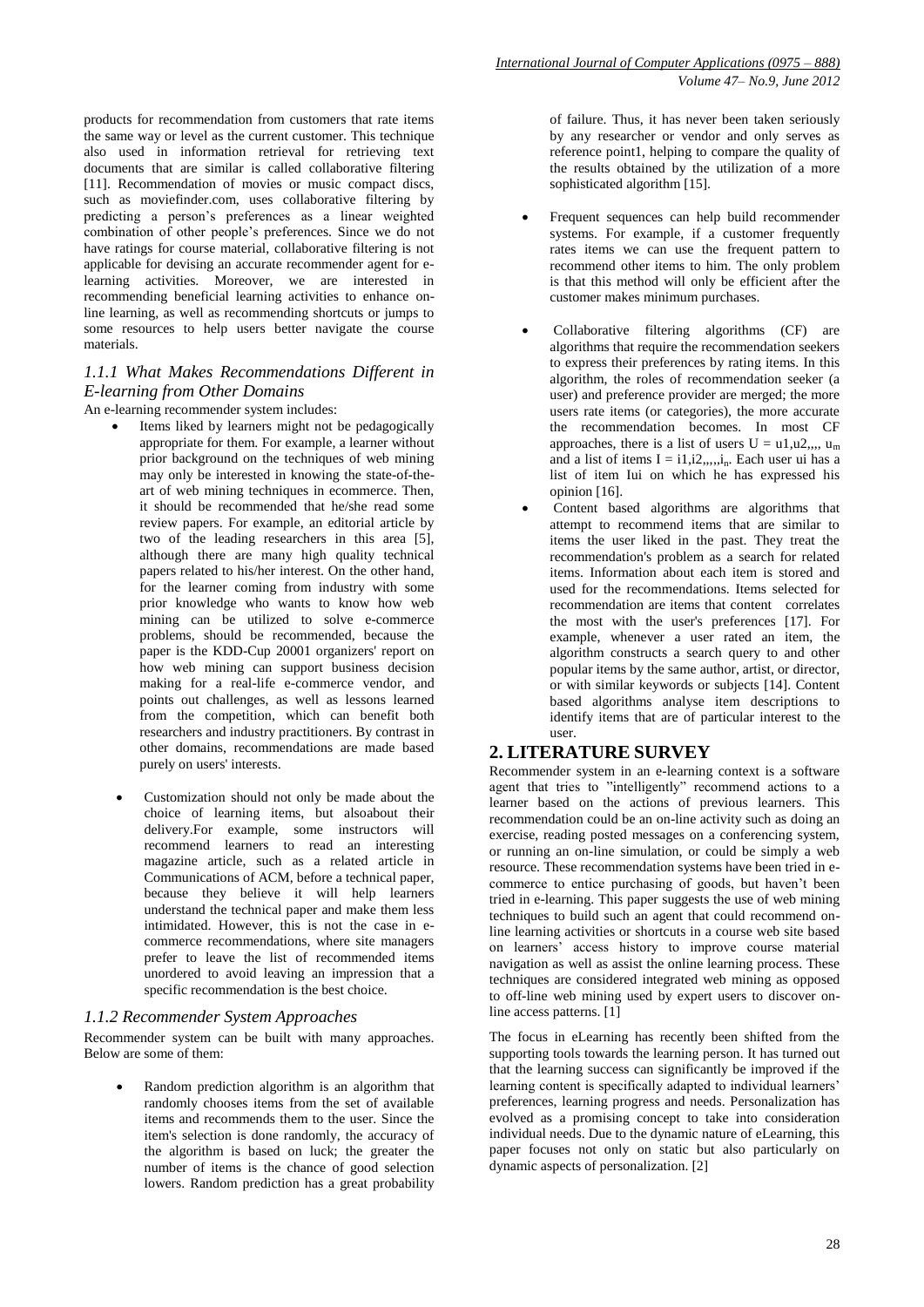products for recommendation from customers that rate items the same way or level as the current customer. This technique also used in information retrieval for retrieving text documents that are similar is called collaborative filtering [11]. Recommendation of movies or music compact discs, such as moviefinder.com, uses collaborative filtering by predicting a person's preferences as a linear weighted combination of other people's preferences. Since we do not have ratings for course material, collaborative filtering is not applicable for devising an accurate recommender agent for e-learning activities. Moreover, we are interested in recommending beneficial learning activities to enhance on-line learning, as well as recommending shortcuts or jumps to some resources to help users better navigate the course materials.

### *1.1.1 What Makes Recommendations Different in E-learning from Other Domains*

An e-learning recommender system includes:

- Items liked by learners might not be pedagogically appropriate for them. For example, a learner without prior background on the techniques of web mining may only be interested in knowing the state-of-the-art of web mining techniques in ecommerce. Then, it should be recommended that he/she read some review papers. For example, an editorial article by two of the leading researchers in this area [5], although there are many high quality technical papers related to his/her interest. On the other hand, for the learner coming from industry with some prior knowledge who wants to know how web mining can be utilized to solve e-commerce problems, should be recommended, because the paper is the KDD-Cup 20001 organizers' report on how web mining can support business decision making for a real-life e-commerce vendor, and points out challenges, as well as lessons learned from the competition, which can benefit both researchers and industry practitioners. By contrast in other domains, recommendations are made based purely on users' interests.

- Customization should not only be made about the choice of learning items, but alsoabout their delivery.For example, some instructors will recommend learners to read an interesting magazine article, such as a related article in Communications of ACM, before a technical paper, because they believe it will help learners understand the technical paper and make them less intimidated. However, this is not the case in e-commerce recommendations, where site managers prefer to leave the list of recommended items unordered to avoid leaving an impression that a specific recommendation is the best choice.

### *1.1.2 Recommender System Approaches*

Recommender system can be built with many approaches. Below are some of them:

- Random prediction algorithm is an algorithm that randomly chooses items from the set of available items and recommends them to the user. Since the item's selection is done randomly, the accuracy of the algorithm is based on luck; the greater the number of items is the chance of good selection lowers. Random prediction has a great probability of failure. Thus, it has never been taken seriously by any researcher or vendor and only serves as reference point1, helping to compare the quality of the results obtained by the utilization of a more sophisticated algorithm [15].

- Frequent sequences can help build recommender systems. For example, if a customer frequently rates items we can use the frequent pattern to recommend other items to him. The only problem is that this method will only be efficient after the customer makes minimum purchases.

- Collaborative filtering algorithms (CF) are algorithms that require the recommendation seekers to express their preferences by rating items. In this algorithm, the roles of recommendation seeker (a user) and preference provider are merged; the more users rate items (or categories), the more accurate the recommendation becomes. In most CF approaches, there is a list of users $U = u1,u2,,,, u_m$ and a list of items $I = i1,i2,,,,,i_n$. Each user ui has a list of item Iui on which he has expressed his opinion [16].

- Content based algorithms are algorithms that attempt to recommend items that are similar to items the user liked in the past. They treat the recommendation's problem as a search for related items. Information about each item is stored and used for the recommendations. Items selected for recommendation are items that content correlates the most with the user's preferences [17]. For example, whenever a user rated an item, the algorithm constructs a search query to and other popular items by the same author, artist, or director, or with similar keywords or subjects [14]. Content based algorithms analyse item descriptions to identify items that are of particular interest to the user.

## 2. LITERATURE SURVEY

Recommender system in an e-learning context is a software agent that tries to "intelligently" recommend actions to a learner based on the actions of previous learners. This recommendation could be an on-line activity such as doing an exercise, reading posted messages on a conferencing system, or running an on-line simulation, or could be simply a web resource. These recommendation systems have been tried in e-commerce to entice purchasing of goods, but haven't been tried in e-learning. This paper suggests the use of web mining techniques to build such an agent that could recommend on-line learning activities or shortcuts in a course web site based on learners' access history to improve course material navigation as well as assist the online learning process. These techniques are considered integrated web mining as opposed to off-line web mining used by expert users to discover on-line access patterns. [1]

The focus in eLearning has recently been shifted from the supporting tools towards the learning person. It has turned out that the learning success can significantly be improved if the learning content is specifically adapted to individual learners' preferences, learning progress and needs. Personalization has evolved as a promising concept to take into consideration individual needs. Due to the dynamic nature of eLearning, this paper focuses not only on static but also particularly on dynamic aspects of personalization. [2]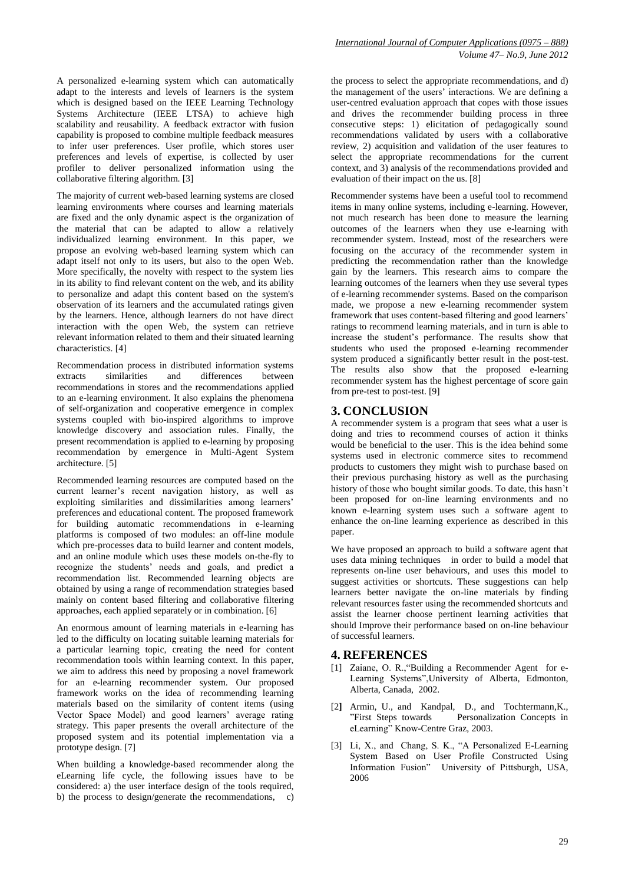A personalized e-learning system which can automatically adapt to the interests and levels of learners is the system which is designed based on the IEEE Learning Technology Systems Architecture (IEEE LTSA) to achieve high scalability and reusability. A feedback extractor with fusion capability is proposed to combine multiple feedback measures to infer user preferences. User profile, which stores user preferences and levels of expertise, is collected by user profiler to deliver personalized information using the collaborative filtering algorithm. [3]

The majority of current web-based learning systems are closed learning environments where courses and learning materials are fixed and the only dynamic aspect is the organization of the material that can be adapted to allow a relatively individualized learning environment. In this paper, we propose an evolving web-based learning system which can adapt itself not only to its users, but also to the open Web. More specifically, the novelty with respect to the system lies in its ability to find relevant content on the web, and its ability to personalize and adapt this content based on the system's observation of its learners and the accumulated ratings given by the learners. Hence, although learners do not have direct interaction with the open Web, the system can retrieve relevant information related to them and their situated learning characteristics. [4]

Recommendation process in distributed information systems extracts similarities and differences between recommendations in stores and the recommendations applied to an e-learning environment. It also explains the phenomena of self-organization and cooperative emergence in complex systems coupled with bio-inspired algorithms to improve knowledge discovery and association rules. Finally, the present recommendation is applied to e-learning by proposing recommendation by emergence in Multi-Agent System architecture. [5]

Recommended learning resources are computed based on the current learner's recent navigation history, as well as exploiting similarities and dissimilarities among learners' preferences and educational content. The proposed framework for building automatic recommendations in e-learning platforms is composed of two modules: an off-line module which pre-processes data to build learner and content models, and an online module which uses these models on-the-fly to recognize the students' needs and goals, and predict a recommendation list. Recommended learning objects are obtained by using a range of recommendation strategies based mainly on content based filtering and collaborative filtering approaches, each applied separately or in combination. [6]

An enormous amount of learning materials in e-learning has led to the difficulty on locating suitable learning materials for a particular learning topic, creating the need for content recommendation tools within learning context. In this paper, we aim to address this need by proposing a novel framework for an e-learning recommender system. Our proposed framework works on the idea of recommending learning materials based on the similarity of content items (using Vector Space Model) and good learners' average rating strategy. This paper presents the overall architecture of the proposed system and its potential implementation via a prototype design. [7]

When building a knowledge-based recommender along the eLearning life cycle, the following issues have to be considered: a) the user interface design of the tools required, b) the process to design/generate the recommendations, c) the process to select the appropriate recommendations, and d) the management of the users' interactions. We are defining a user-centred evaluation approach that copes with those issues and drives the recommender building process in three consecutive steps: 1) elicitation of pedagogically sound recommendations validated by users with a collaborative review, 2) acquisition and validation of the user features to select the appropriate recommendations for the current context, and 3) analysis of the recommendations provided and evaluation of their impact on the us. [8]

Recommender systems have been a useful tool to recommend items in many online systems, including e-learning. However, not much research has been done to measure the learning outcomes of the learners when they use e-learning with recommender system. Instead, most of the researchers were focusing on the accuracy of the recommender system in predicting the recommendation rather than the knowledge gain by the learners. This research aims to compare the learning outcomes of the learners when they use several types of e-learning recommender systems. Based on the comparison made, we propose a new e-learning recommender system framework that uses content-based filtering and good learners' ratings to recommend learning materials, and in turn is able to increase the student's performance. The results show that students who used the proposed e-learning recommender system produced a significantly better result in the post-test. The results also show that the proposed e-learning recommender system has the highest percentage of score gain from pre-test to post-test. [9]

## 3. CONCLUSION

A recommender system is a program that sees what a user is doing and tries to recommend courses of action it thinks would be beneficial to the user. This is the idea behind some systems used in electronic commerce sites to recommend products to customers they might wish to purchase based on their previous purchasing history as well as the purchasing history of those who bought similar goods. To date, this hasn't been proposed for on-line learning environments and no known e-learning system uses such a software agent to enhance the on-line learning experience as described in this paper.

We have proposed an approach to build a software agent that uses data mining techniques in order to build a model that represents on-line user behaviours, and uses this model to suggest activities or shortcuts. These suggestions can help learners better navigate the on-line materials by finding relevant resources faster using the recommended shortcuts and assist the learner choose pertinent learning activities that should Improve their performance based on on-line behaviour of successful learners.

## 4. REFERENCES

[1] Zaiane, O. R.,"Building a Recommender Agent for e-Learning Systems",University of Alberta, Edmonton, Alberta, Canada, 2002.

[2] Armin, U., and Kandpal, D., and Tochtermann,K., "First Steps towards Personalization Concepts in eLearning" Know-Centre Graz, 2003.

[3] Li, X., and Chang, S. K., "A Personalized E-Learning System Based on User Profile Constructed Using Information Fusion" University of Pittsburgh, USA, 2006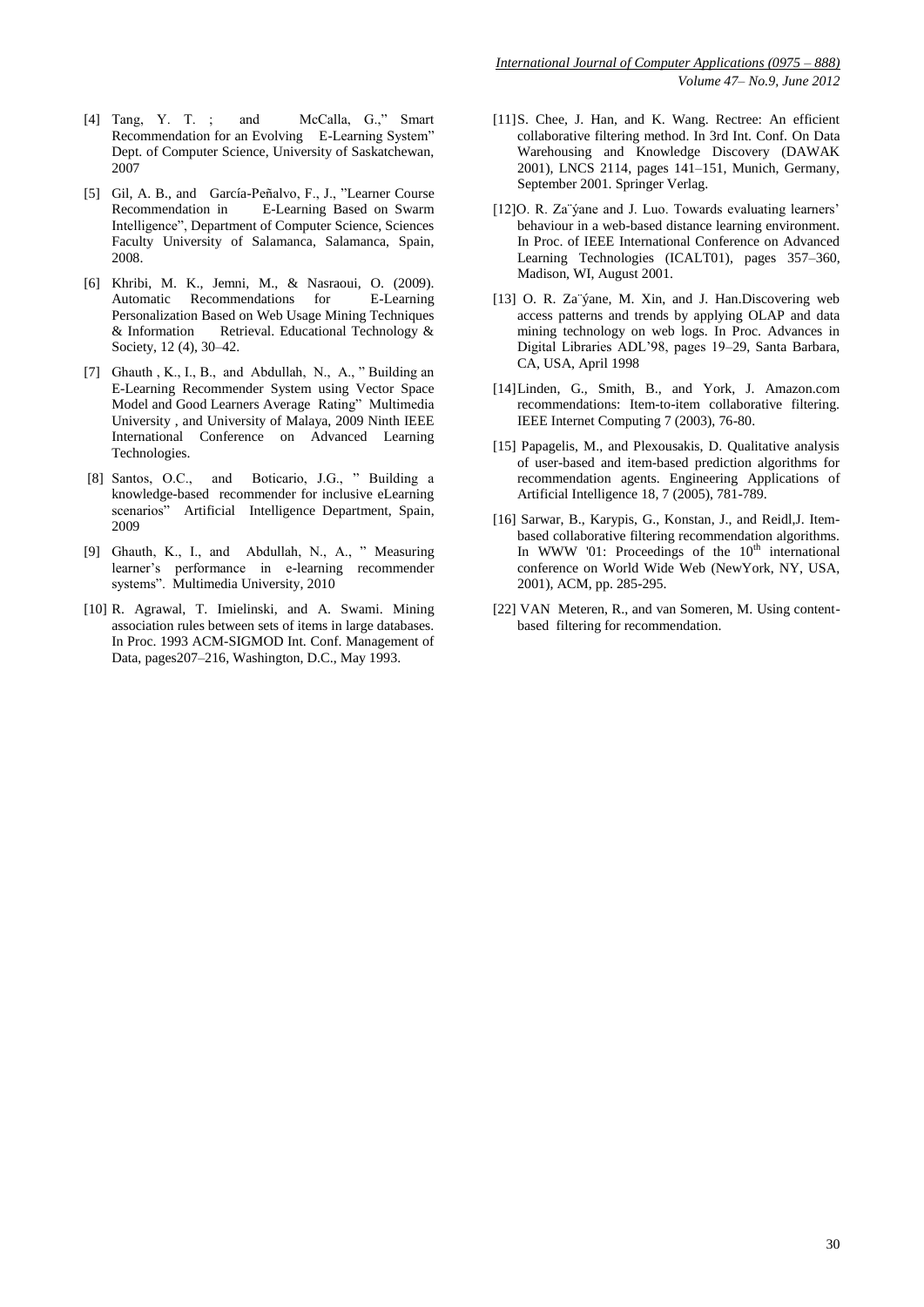[4] Tang, Y. T. ; and McCalla, G.," Smart Recommendation for an Evolving E-Learning System" Dept. of Computer Science, University of Saskatchewan, 2007

[5] Gil, A. B., and García-Peñalvo, F., J., "Learner Course Recommendation in E-Learning Based on Swarm Intelligence", Department of Computer Science, Sciences Faculty University of Salamanca, Salamanca, Spain, 2008.

[6] Khribi, M. K., Jemni, M., & Nasraoui, O. (2009). Automatic Recommendations for E-Learning Personalization Based on Web Usage Mining Techniques & Information Retrieval. Educational Technology & Society, 12 (4), 30–42.

[7] Ghauth , K., I., B., and Abdullah, N., A., " Building an E-Learning Recommender System using Vector Space Model and Good Learners Average Rating" Multimedia University , and University of Malaya, 2009 Ninth IEEE International Conference on Advanced Learning Technologies.

[8] Santos, O.C., and Boticario, J.G., " Building a knowledge-based recommender for inclusive eLearning scenarios" Artificial Intelligence Department, Spain, 2009

[9] Ghauth, K., I., and Abdullah, N., A., " Measuring learner's performance in e-learning recommender systems". Multimedia University, 2010

[10] R. Agrawal, T. Imielinski, and A. Swami. Mining association rules between sets of items in large databases. In Proc. 1993 ACM-SIGMOD Int. Conf. Management of Data, pages207–216, Washington, D.C., May 1993.

[11]S. Chee, J. Han, and K. Wang. Rectree: An efficient collaborative filtering method. In 3rd Int. Conf. On Data Warehousing and Knowledge Discovery (DAWAK 2001), LNCS 2114, pages 141–151, Munich, Germany, September 2001. Springer Verlag.

[12]O. R. Za¨ýane and J. Luo. Towards evaluating learners' behaviour in a web-based distance learning environment. In Proc. of IEEE International Conference on Advanced Learning Technologies (ICALT01), pages 357–360, Madison, WI, August 2001.

[13] O. R. Za¨ýane, M. Xin, and J. Han.Discovering web access patterns and trends by applying OLAP and data mining technology on web logs. In Proc. Advances in Digital Libraries ADL'98, pages 19–29, Santa Barbara, CA, USA, April 1998

[14]Linden, G., Smith, B., and York, J. Amazon.com recommendations: Item-to-item collaborative filtering. IEEE Internet Computing 7 (2003), 76-80.

[15] Papagelis, M., and Plexousakis, D. Qualitative analysis of user-based and item-based prediction algorithms for recommendation agents. Engineering Applications of Artificial Intelligence 18, 7 (2005), 781-789.

[16] Sarwar, B., Karypis, G., Konstan, J., and Reidl,J. Item-based collaborative filtering recommendation algorithms. In WWW '01: Proceedings of the $10^{th}$ international conference on World Wide Web (NewYork, NY, USA, 2001), ACM, pp. 285-295.

[22] VAN Meteren, R., and van Someren, M. Using content-based filtering for recommendation.